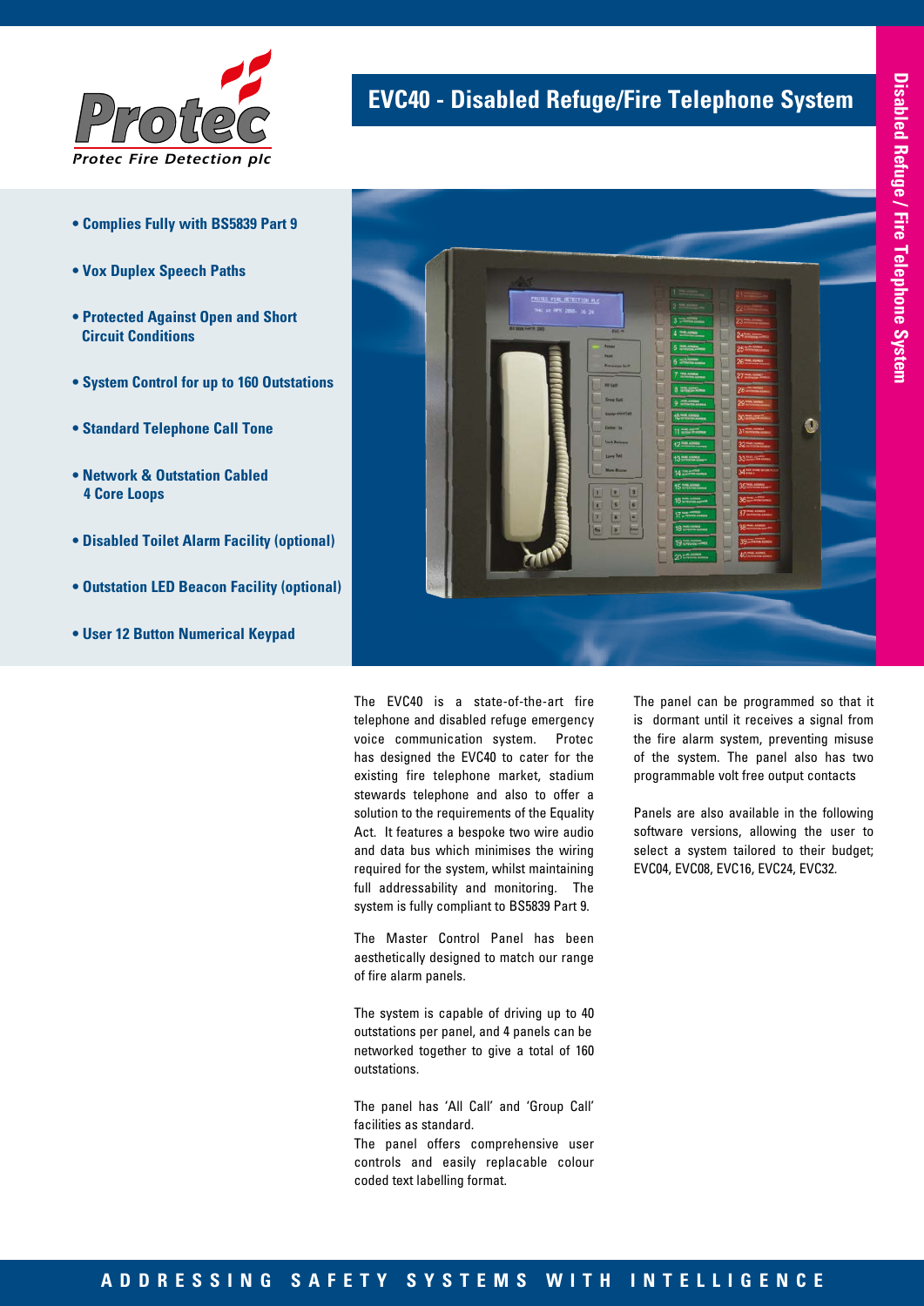Protec Fire Detection plc

# EVC40 - Disabled Refuge/Fire Telephone System

- Complies Fully with BS5839 Part 9
- Vox Duplex Speech Paths
- Protected Against Open and Short Circuit Conditions
- System Control for up to 160 Outstations
- Standard Telephone Call Tone
- Network & Outstation Cabled 4 Core Loops
- Disabled Toilet Alarm Facility (optional)
- Outstation LED Beacon Facility (optional)
- User 12 Button Numerical Keypad

The EVC40 is a state-of-the-art fire telephone and disabled refuge emergency voice communication system. Protec has designed the EVC40 to cater for the existing fire telephone market, stadium stewards telephone and also to offer a solution to the requirements of the Equality Act. It features a bespoke two wire audio and data bus which minimises the wiring required for the system, whilst maintaining full addressability and monitoring. The system is fully compliant to BS5839 Part 9.

The Master Control Panel has been aesthetically designed to match our range of fire alarm panels.

The system is capable of driving up to 40 outstations per panel, and 4 panels can be networked together to give a total of 160 outstations.

The panel has 'All Call' and 'Group Call' facilities as standard.
The panel offers comprehensive user controls and easily replacable colour coded text labelling format.

The panel can be programmed so that it is dormant until it receives a signal from the fire alarm system, preventing misuse of the system. The panel also has two programmable volt free output contacts

Panels are also available in the following software versions, allowing the user to select a system tailored to their budget; EVC04, EVC08, EVC16, EVC24, EVC32.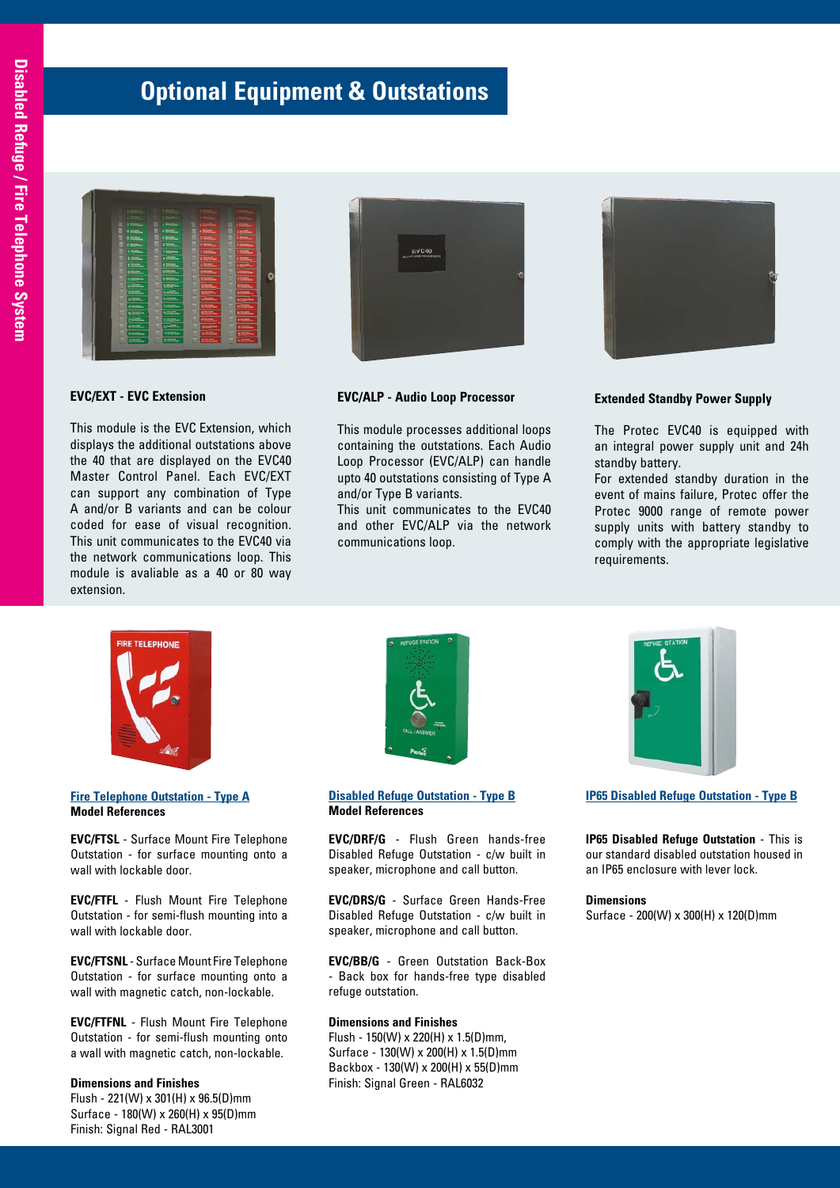# Optional Equipment & Outstations

### EVC/EXT - EVC Extension

This module is the EVC Extension, which displays the additional outstations above the 40 that are displayed on the EVC40 Master Control Panel. Each EVC/EXT can support any combination of Type A and/or B variants and can be colour coded for ease of visual recognition. This unit communicates to the EVC40 via the network communications loop. This module is avaliable as a 40 or 80 way extension.

### EVC/ALP - Audio Loop Processor

This module processes additional loops containing the outstations. Each Audio Loop Processor (EVC/ALP) can handle upto 40 outstations consisting of Type A and/or Type B variants.

This unit communicates to the EVC40 and other EVC/ALP via the network communications loop.

### Extended Standby Power Supply

The Protec EVC40 is equipped with an integral power supply unit and 24h standby battery.

For extended standby duration in the event of mains failure, Protec offer the Protec 9000 range of remote power supply units with battery standby to comply with the appropriate legislative requirements.

### Fire Telephone Outstation - Type A

**Model References**

**EVC/FTSL** - Surface Mount Fire Telephone Outstation - for surface mounting onto a wall with lockable door.

**EVC/FTFL** - Flush Mount Fire Telephone Outstation - for semi-flush mounting into a wall with lockable door.

**EVC/FTSNL** - Surface Mount Fire Telephone Outstation - for surface mounting onto a wall with magnetic catch, non-lockable.

**EVC/FTFNL** - Flush Mount Fire Telephone Outstation - for semi-flush mounting onto a wall with magnetic catch, non-lockable.

**Dimensions and Finishes**

Flush - 221(W) x 301(H) x 96.5(D)mm
Surface - 180(W) x 260(H) x 95(D)mm
Finish: Signal Red - RAL3001

### Disabled Refuge Outstation - Type B

**Model References**

**EVC/DRF/G** - Flush Green hands-free Disabled Refuge Outstation - c/w built in speaker, microphone and call button.

**EVC/DRS/G** - Surface Green Hands-Free Disabled Refuge Outstation - c/w built in speaker, microphone and call button.

**EVC/BB/G** - Green Outstation Back-Box - Back box for hands-free type disabled refuge outstation.

**Dimensions and Finishes**

Flush - 150(W) x 220(H) x 1.5(D)mm,
Surface - 130(W) x 200(H) x 1.5(D)mm
Backbox - 130(W) x 200(H) x 55(D)mm
Finish: Signal Green - RAL6032

### IP65 Disabled Refuge Outstation - Type B

**IP65 Disabled Refuge Outstation** - This is our standard disabled outstation housed in an IP65 enclosure with lever lock.

**Dimensions**

Surface - 200(W) x 300(H) x 120(D)mm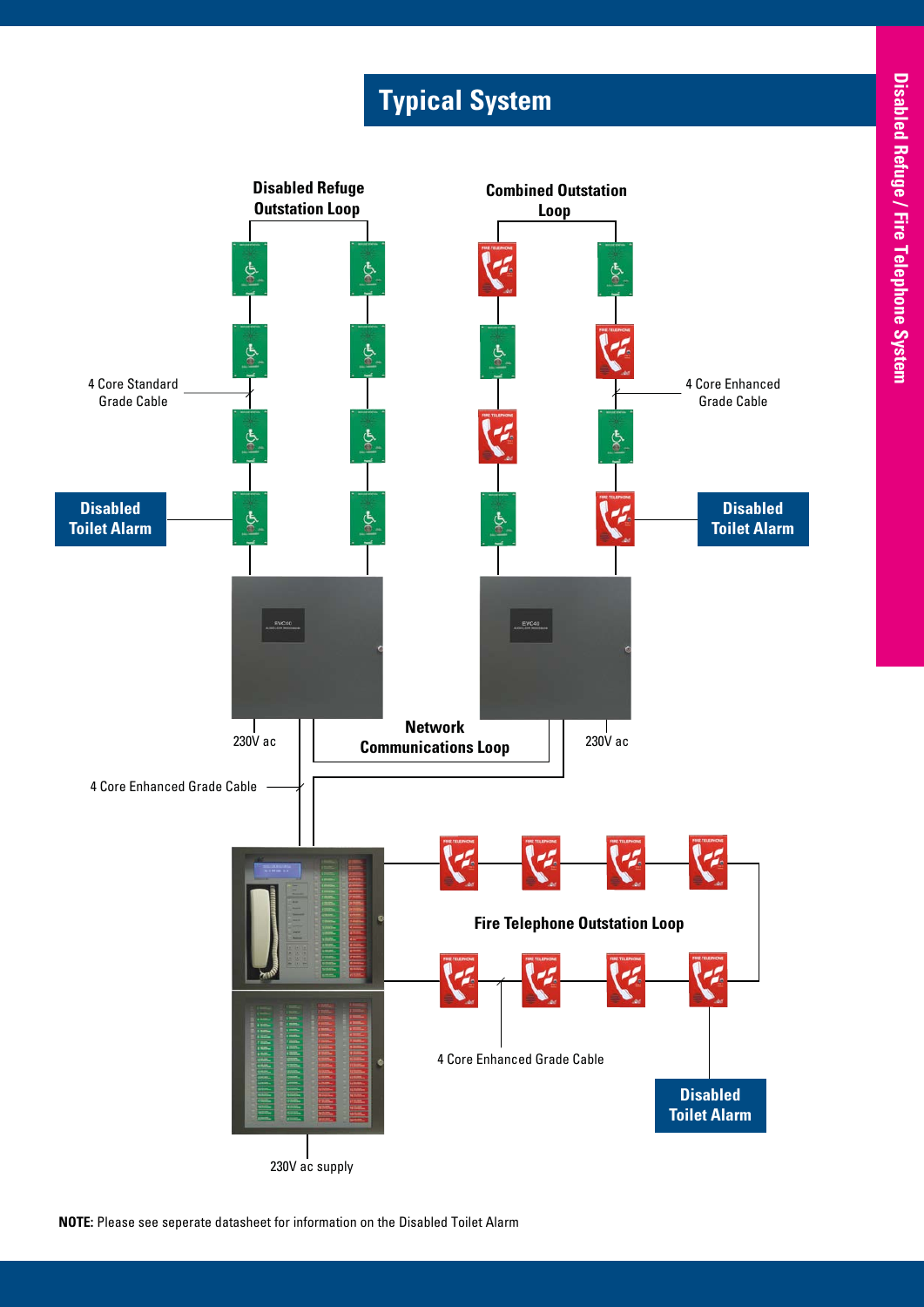# Typical System

Disabled Refuge Outstation Loop

Combined Outstation Loop

4 Core Standard Grade Cable

4 Core Enhanced Grade Cable

Disabled Toilet Alarm

Disabled Toilet Alarm

230V ac

Network Communications Loop

230V ac

4 Core Enhanced Grade Cable

Fire Telephone Outstation Loop

4 Core Enhanced Grade Cable

Disabled Toilet Alarm

230V ac supply

**NOTE:** Please see seperate datasheet for information on the Disabled Toilet Alarm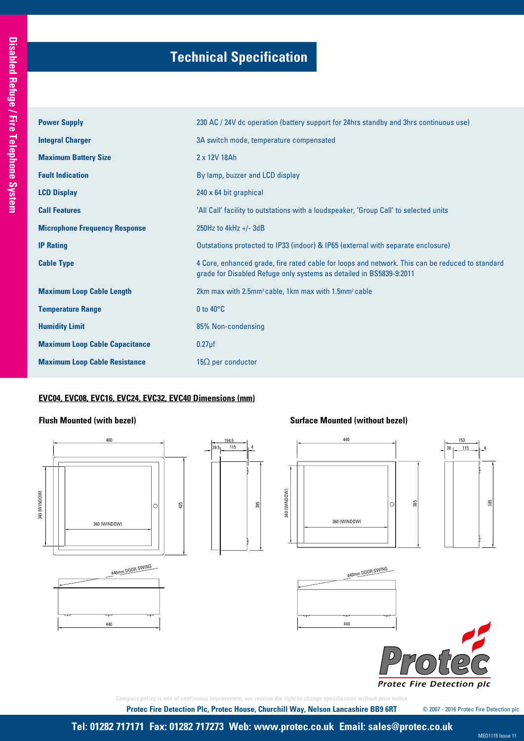# Technical Specification

| | |
|---|---|
| **Power Supply** | 230 AC / 24V dc operation (battery support for 24hrs standby and 3hrs continuous use) |
| **Integral Charger** | 3A switch mode, temperature compensated |
| **Maximum Battery Size** | 2 x 12V 18Ah |
| **Fault Indication** | By lamp, buzzer and LCD display |
| **LCD Display** | 240 x 64 bit graphical |
| **Call Features** | 'All Call' facility to outstations with a loudspeaker, 'Group Call' to selected units |
| **Microphone Frequency Response** | 250Hz to 4kHz +/- 3dB |
| **IP Rating** | Outstations protected to IP33 (indoor) & IP65 (external with separate enclosure) |
| **Cable Type** | 4 Core, enhanced grade, fire rated cable for loops and network. This can be reduced to standard grade for Disabled Refuge only systems as detailed in BS5839-9:2011 |
| **Maximum Loop Cable Length** | 2km max with 2.5mm² cable, 1km max with 1.5mm² cable |
| **Temperature Range** | 0 to 40°C |
| **Humidity Limit** | 85% Non-condensing |
| **Maximum Loop Cable Capacitance** | 0.27µf |
| **Maximum Loop Cable Resistance** | 15Ω per conductor |

## EVC04, EVC08, EVC16, EVC24, EVC32, EVC40 Dimensions (mm)

### Flush Mounted (with bezel)

480
340 (WINDOW)
360 (WINDOW)
425
154.5
39.5
115
4
385
440mm DOOR SWING
440

### Surface Mounted (without bezel)

440
340 (WINDOW)
360 (WINDOW)
385
153
38
115
4
385
440mm DOOR SWING
440

Protec Fire Detection plc

Company policy is one of continuous improvement, we reserve the right to change specification without prior notice

Protec Fire Detection Plc, Protec House, Churchill Way, Nelson Lancashire BB9 6RT

© 2007 - 2016 Protec Fire Detection plc

Tel: 01282 717171 Fax: 01282 717273 Web: www.protec.co.uk Email: sales@protec.co.uk

MED1115 Issue 11